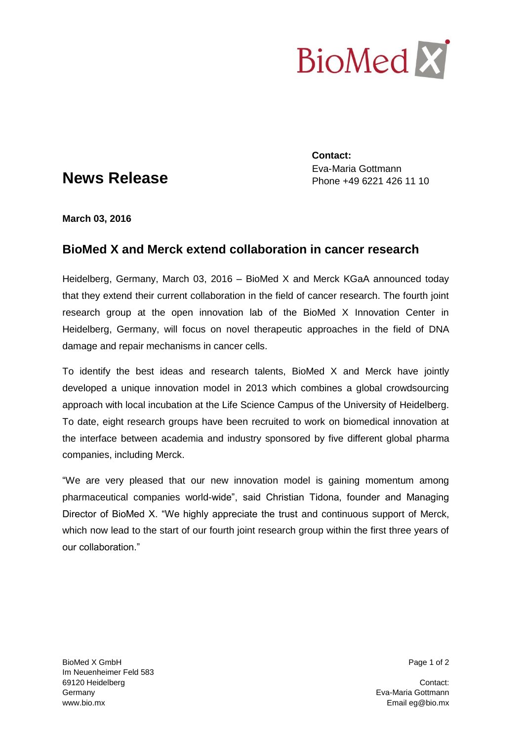# News Release

**Contact:**
Eva-Maria Gottmann
Phone +49 6221 426 11 10

**March 03, 2016**

## BioMed X and Merck extend collaboration in cancer research

Heidelberg, Germany, March 03, 2016 – BioMed X and Merck KGaA announced today that they extend their current collaboration in the field of cancer research. The fourth joint research group at the open innovation lab of the BioMed X Innovation Center in Heidelberg, Germany, will focus on novel therapeutic approaches in the field of DNA damage and repair mechanisms in cancer cells.

To identify the best ideas and research talents, BioMed X and Merck have jointly developed a unique innovation model in 2013 which combines a global crowdsourcing approach with local incubation at the Life Science Campus of the University of Heidelberg. To date, eight research groups have been recruited to work on biomedical innovation at the interface between academia and industry sponsored by five different global pharma companies, including Merck.

"We are very pleased that our new innovation model is gaining momentum among pharmaceutical companies world-wide", said Christian Tidona, founder and Managing Director of BioMed X. "We highly appreciate the trust and continuous support of Merck, which now lead to the start of our fourth joint research group within the first three years of our collaboration."

BioMed X GmbH
Im Neuenheimer Feld 583
69120 Heidelberg
Germany
www.bio.mx

Contact:
Eva-Maria Gottmann
Email eg@bio.mx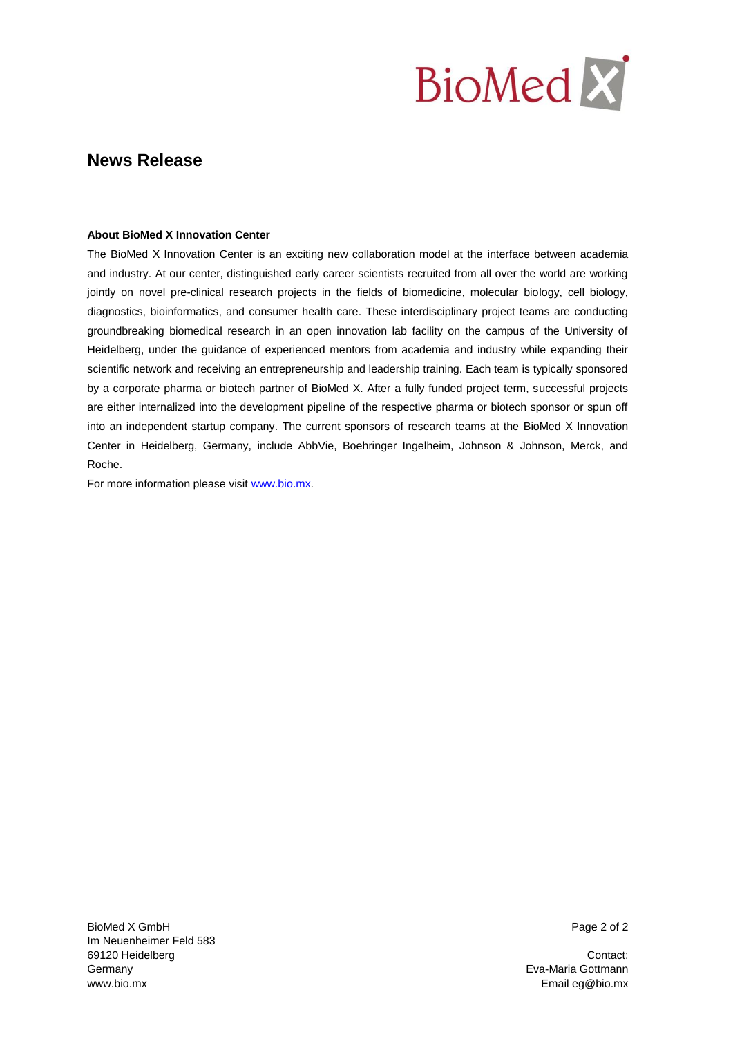## News Release

**About BioMed X Innovation Center**

The BioMed X Innovation Center is an exciting new collaboration model at the interface between academia and industry. At our center, distinguished early career scientists recruited from all over the world are working jointly on novel pre-clinical research projects in the fields of biomedicine, molecular biology, cell biology, diagnostics, bioinformatics, and consumer health care. These interdisciplinary project teams are conducting groundbreaking biomedical research in an open innovation lab facility on the campus of the University of Heidelberg, under the guidance of experienced mentors from academia and industry while expanding their scientific network and receiving an entrepreneurship and leadership training. Each team is typically sponsored by a corporate pharma or biotech partner of BioMed X. After a fully funded project term, successful projects are either internalized into the development pipeline of the respective pharma or biotech sponsor or spun off into an independent startup company. The current sponsors of research teams at the BioMed X Innovation Center in Heidelberg, Germany, include AbbVie, Boehringer Ingelheim, Johnson & Johnson, Merck, and Roche.

For more information please visit [www.bio.mx](http://www.bio.mx).

BioMed X GmbH
Im Neuenheimer Feld 583
69120 Heidelberg
Germany
www.bio.mx

Contact:
Eva-Maria Gottmann
Email eg@bio.mx